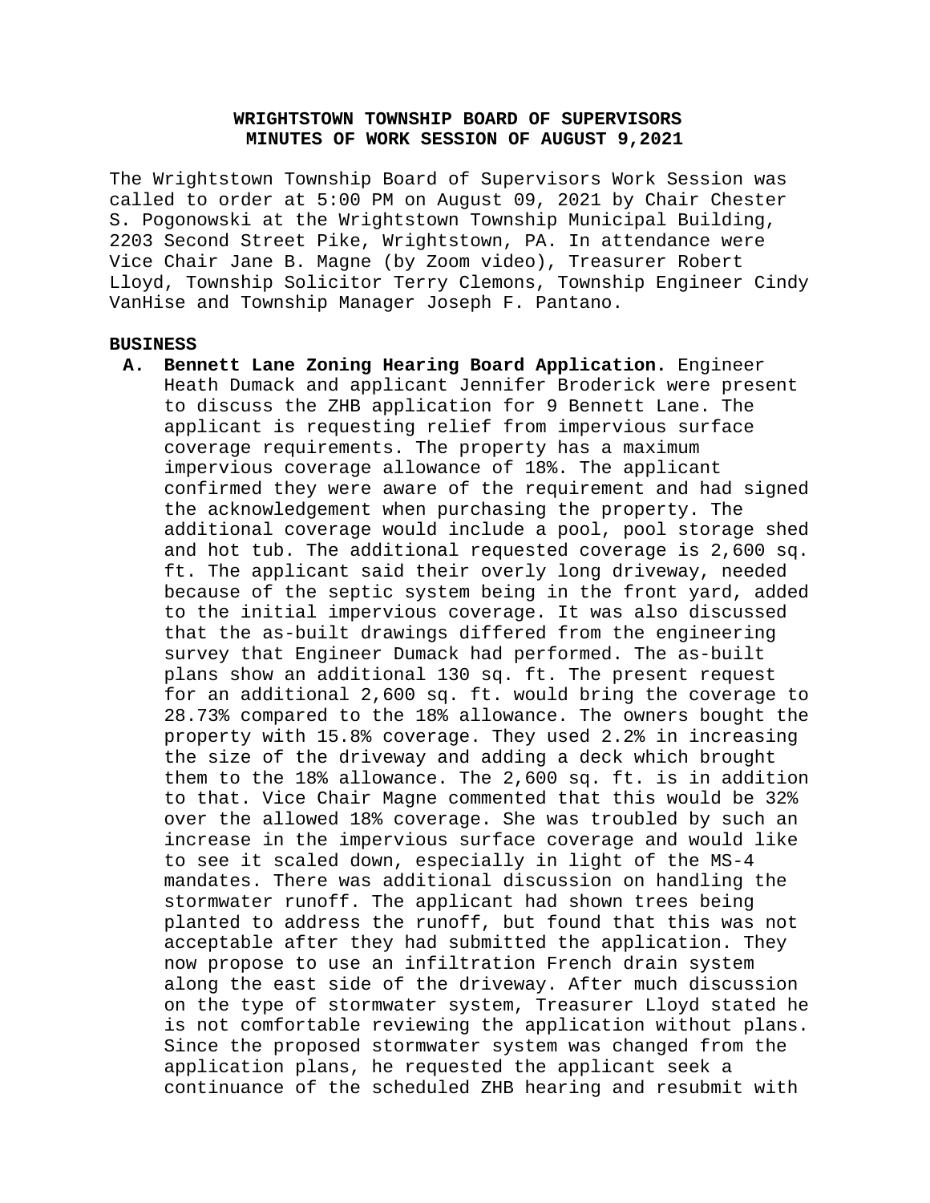# WRIGHTSTOWN TOWNSHIP BOARD OF SUPERVISORS
## MINUTES OF WORK SESSION OF AUGUST 9,2021

The Wrightstown Township Board of Supervisors Work Session was called to order at 5:00 PM on August 09, 2021 by Chair Chester S. Pogonowski at the Wrightstown Township Municipal Building, 2203 Second Street Pike, Wrightstown, PA. In attendance were Vice Chair Jane B. Magne (by Zoom video), Treasurer Robert Lloyd, Township Solicitor Terry Clemons, Township Engineer Cindy VanHise and Township Manager Joseph F. Pantano.

**BUSINESS**

A. **Bennett Lane Zoning Hearing Board Application.** Engineer Heath Dumack and applicant Jennifer Broderick were present to discuss the ZHB application for 9 Bennett Lane. The applicant is requesting relief from impervious surface coverage requirements. The property has a maximum impervious coverage allowance of 18%. The applicant confirmed they were aware of the requirement and had signed the acknowledgement when purchasing the property. The additional coverage would include a pool, pool storage shed and hot tub. The additional requested coverage is 2,600 sq. ft. The applicant said their overly long driveway, needed because of the septic system being in the front yard, added to the initial impervious coverage. It was also discussed that the as-built drawings differed from the engineering survey that Engineer Dumack had performed. The as-built plans show an additional 130 sq. ft. The present request for an additional 2,600 sq. ft. would bring the coverage to 28.73% compared to the 18% allowance. The owners bought the property with 15.8% coverage. They used 2.2% in increasing the size of the driveway and adding a deck which brought them to the 18% allowance. The 2,600 sq. ft. is in addition to that. Vice Chair Magne commented that this would be 32% over the allowed 18% coverage. She was troubled by such an increase in the impervious surface coverage and would like to see it scaled down, especially in light of the MS-4 mandates. There was additional discussion on handling the stormwater runoff. The applicant had shown trees being planted to address the runoff, but found that this was not acceptable after they had submitted the application. They now propose to use an infiltration French drain system along the east side of the driveway. After much discussion on the type of stormwater system, Treasurer Lloyd stated he is not comfortable reviewing the application without plans. Since the proposed stormwater system was changed from the application plans, he requested the applicant seek a continuance of the scheduled ZHB hearing and resubmit with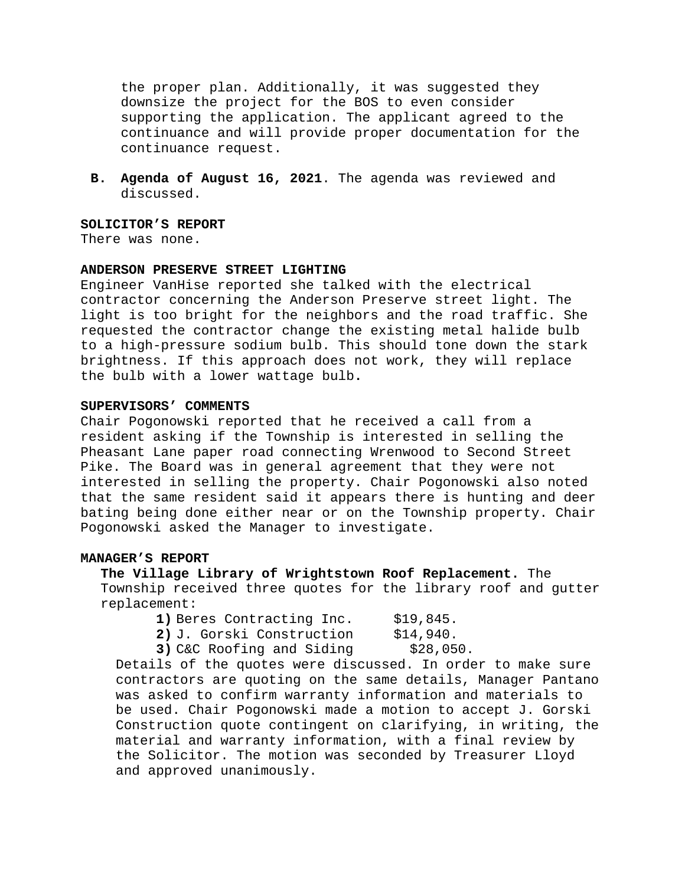the proper plan. Additionally, it was suggested they downsize the project for the BOS to even consider supporting the application. The applicant agreed to the continuance and will provide proper documentation for the continuance request.

**B. Agenda of August 16, 2021**. The agenda was reviewed and discussed.

**SOLICITOR'S REPORT**

There was none.

**ANDERSON PRESERVE STREET LIGHTING**

Engineer VanHise reported she talked with the electrical contractor concerning the Anderson Preserve street light. The light is too bright for the neighbors and the road traffic. She requested the contractor change the existing metal halide bulb to a high-pressure sodium bulb. This should tone down the stark brightness. If this approach does not work, they will replace the bulb with a lower wattage bulb.

**SUPERVISORS' COMMENTS**

Chair Pogonowski reported that he received a call from a resident asking if the Township is interested in selling the Pheasant Lane paper road connecting Wrenwood to Second Street Pike. The Board was in general agreement that they were not interested in selling the property. Chair Pogonowski also noted that the same resident said it appears there is hunting and deer bating being done either near or on the Township property. Chair Pogonowski asked the Manager to investigate.

**MANAGER'S REPORT**

**The Village Library of Wrightstown Roof Replacement.** The Township received three quotes for the library roof and gutter replacement:

**1)** Beres Contracting Inc. $19,845.
**2)** J. Gorski Construction $14,940.
**3)** C&C Roofing and Siding $28,050.

Details of the quotes were discussed. In order to make sure contractors are quoting on the same details, Manager Pantano was asked to confirm warranty information and materials to be used. Chair Pogonowski made a motion to accept J. Gorski Construction quote contingent on clarifying, in writing, the material and warranty information, with a final review by the Solicitor. The motion was seconded by Treasurer Lloyd and approved unanimously.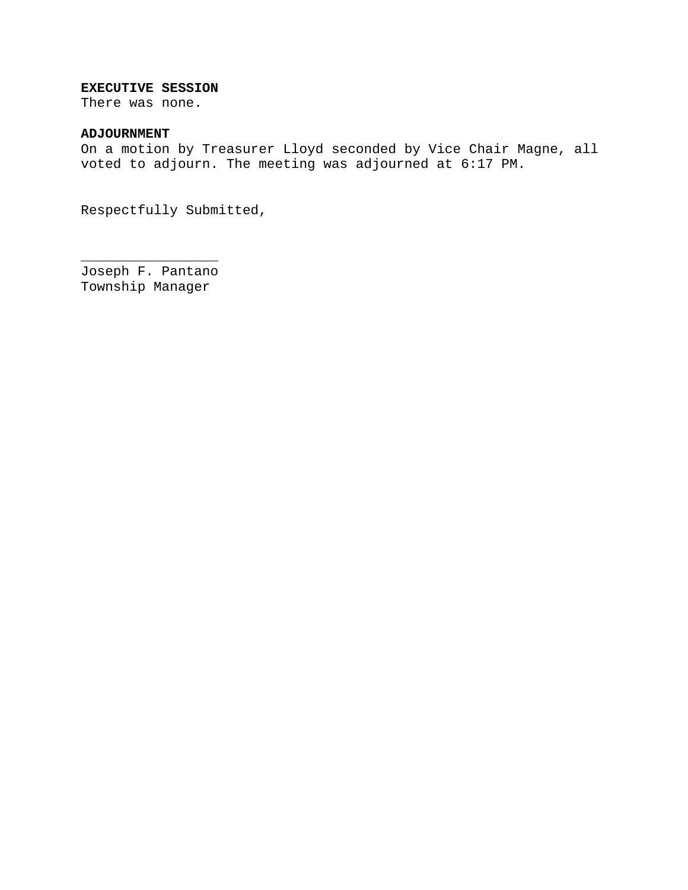**EXECUTIVE SESSION**
There was none.

**ADJOURNMENT**
On a motion by Treasurer Lloyd seconded by Vice Chair Magne, all voted to adjourn. The meeting was adjourned at 6:17 PM.

Respectfully Submitted,

_________________
Joseph F. Pantano
Township Manager